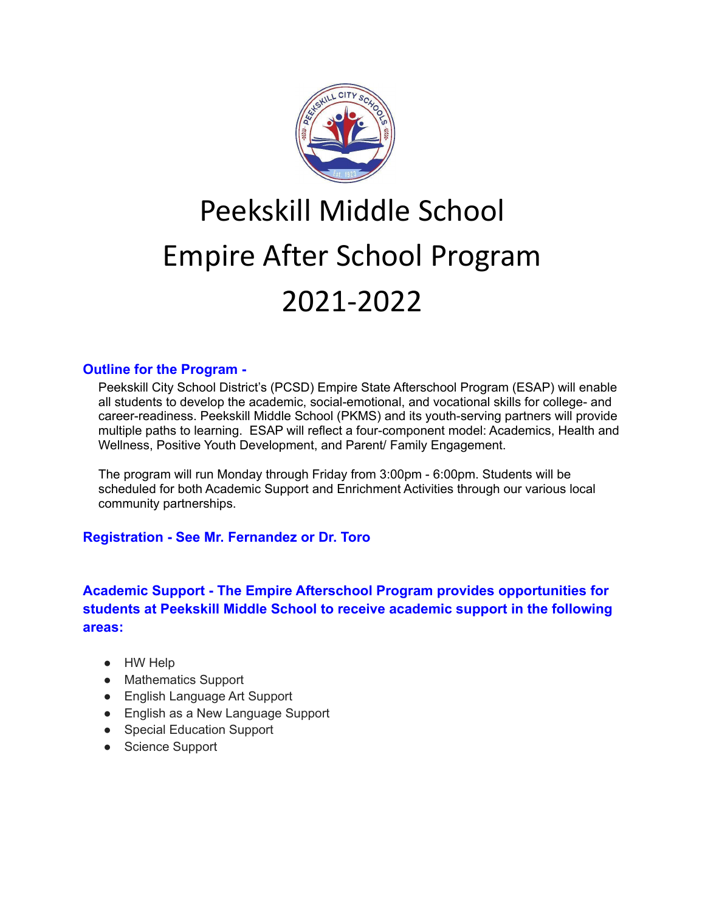# Peekskill Middle School
# Empire After School Program
# 2021-2022

## Outline for the Program -

Peekskill City School District's (PCSD) Empire State Afterschool Program (ESAP) will enable all students to develop the academic, social-emotional, and vocational skills for college- and career-readiness. Peekskill Middle School (PKMS) and its youth-serving partners will provide multiple paths to learning. ESAP will reflect a four-component model: Academics, Health and Wellness, Positive Youth Development, and Parent/ Family Engagement.

The program will run Monday through Friday from 3:00pm - 6:00pm. Students will be scheduled for both Academic Support and Enrichment Activities through our various local community partnerships.

## Registration - See Mr. Fernandez or Dr. Toro

## Academic Support - The Empire Afterschool Program provides opportunities for students at Peekskill Middle School to receive academic support in the following areas:

- HW Help
- Mathematics Support
- English Language Art Support
- English as a New Language Support
- Special Education Support
- Science Support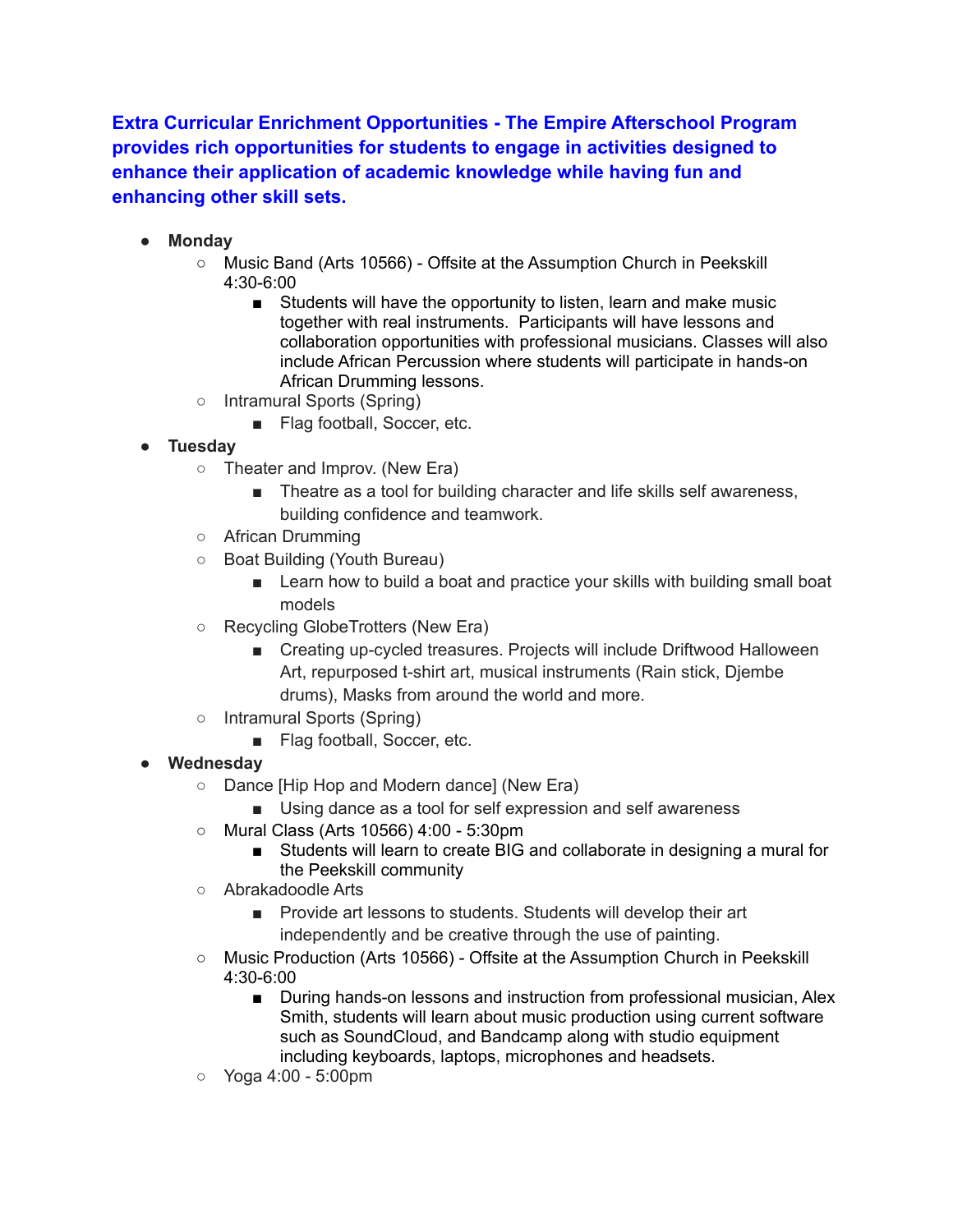**Extra Curricular Enrichment Opportunities - The Empire Afterschool Program provides rich opportunities for students to engage in activities designed to enhance their application of academic knowledge while having fun and enhancing other skill sets.**

- **Monday**
  - Music Band (Arts 10566) - Offsite at the Assumption Church in Peekskill 4:30-6:00
    - Students will have the opportunity to listen, learn and make music together with real instruments. Participants will have lessons and collaboration opportunities with professional musicians. Classes will also include African Percussion where students will participate in hands-on African Drumming lessons.
  - Intramural Sports (Spring)
    - Flag football, Soccer, etc.
- **Tuesday**
  - Theater and Improv. (New Era)
    - Theatre as a tool for building character and life skills self awareness, building confidence and teamwork.
  - African Drumming
  - Boat Building (Youth Bureau)
    - Learn how to build a boat and practice your skills with building small boat models
  - Recycling GlobeTrotters (New Era)
    - Creating up-cycled treasures. Projects will include Driftwood Halloween Art, repurposed t-shirt art, musical instruments (Rain stick, Djembe drums), Masks from around the world and more.
  - Intramural Sports (Spring)
    - Flag football, Soccer, etc.
- **Wednesday**
  - Dance [Hip Hop and Modern dance] (New Era)
    - Using dance as a tool for self expression and self awareness
  - Mural Class (Arts 10566) 4:00 - 5:30pm
    - Students will learn to create BIG and collaborate in designing a mural for the Peekskill community
  - Abrakadoodle Arts
    - Provide art lessons to students. Students will develop their art independently and be creative through the use of painting.
  - Music Production (Arts 10566) - Offsite at the Assumption Church in Peekskill 4:30-6:00
    - During hands-on lessons and instruction from professional musician, Alex Smith, students will learn about music production using current software such as SoundCloud, and Bandcamp along with studio equipment including keyboards, laptops, microphones and headsets.
  - Yoga 4:00 - 5:00pm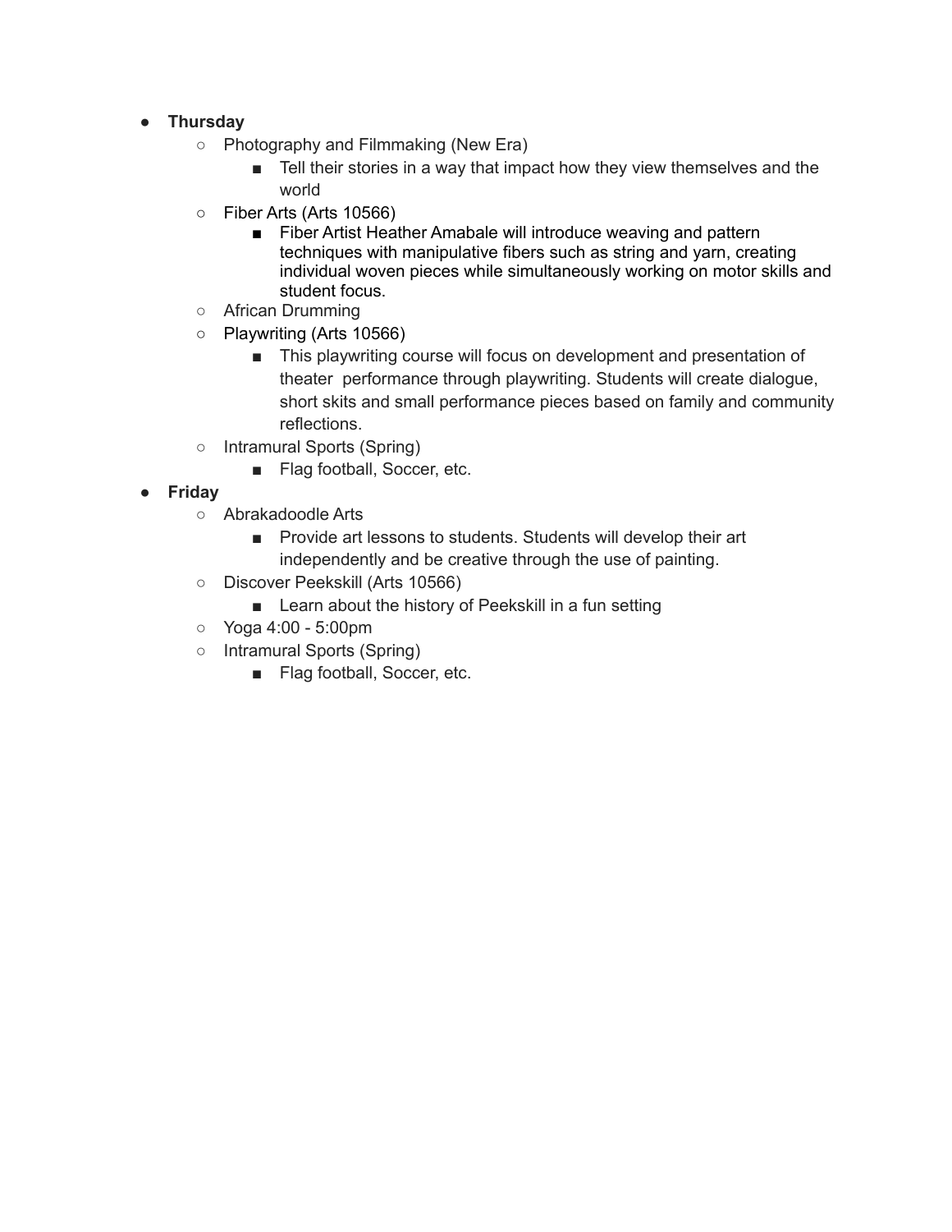- **Thursday**
  - Photography and Filmmaking (New Era)
    - Tell their stories in a way that impact how they view themselves and the world
  - Fiber Arts (Arts 10566)
    - Fiber Artist Heather Amabale will introduce weaving and pattern techniques with manipulative fibers such as string and yarn, creating individual woven pieces while simultaneously working on motor skills and student focus.
  - African Drumming
  - Playwriting (Arts 10566)
    - This playwriting course will focus on development and presentation of theater performance through playwriting. Students will create dialogue, short skits and small performance pieces based on family and community reflections.
  - Intramural Sports (Spring)
    - Flag football, Soccer, etc.
- **Friday**
  - Abrakadoodle Arts
    - Provide art lessons to students. Students will develop their art independently and be creative through the use of painting.
  - Discover Peekskill (Arts 10566)
    - Learn about the history of Peekskill in a fun setting
  - Yoga 4:00 - 5:00pm
  - Intramural Sports (Spring)
    - Flag football, Soccer, etc.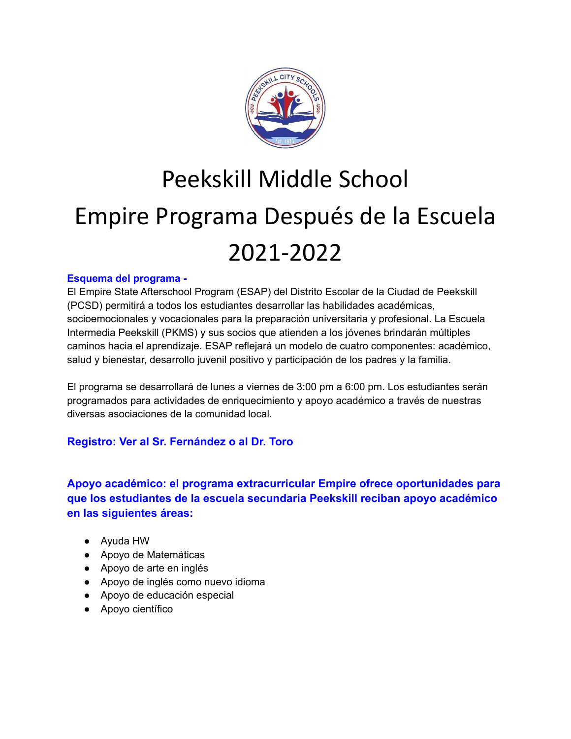# Peekskill Middle School

# Empire Programa Después de la Escuela

# 2021-2022

**Esquema del programa -**

El Empire State Afterschool Program (ESAP) del Distrito Escolar de la Ciudad de Peekskill (PCSD) permitirá a todos los estudiantes desarrollar las habilidades académicas, socioemocionales y vocacionales para la preparación universitaria y profesional. La Escuela Intermedia Peekskill (PKMS) y sus socios que atienden a los jóvenes brindarán múltiples caminos hacia el aprendizaje. ESAP reflejará un modelo de cuatro componentes: académico, salud y bienestar, desarrollo juvenil positivo y participación de los padres y la familia.

El programa se desarrollará de lunes a viernes de 3:00 pm a 6:00 pm. Los estudiantes serán programados para actividades de enriquecimiento y apoyo académico a través de nuestras diversas asociaciones de la comunidad local.

**Registro: Ver al Sr. Fernández o al Dr. Toro**

**Apoyo académico: el programa extracurricular Empire ofrece oportunidades para que los estudiantes de la escuela secundaria Peekskill reciban apoyo académico en las siguientes áreas:**

- Ayuda HW
- Apoyo de Matemáticas
- Apoyo de arte en inglés
- Apoyo de inglés como nuevo idioma
- Apoyo de educación especial
- Apoyo científico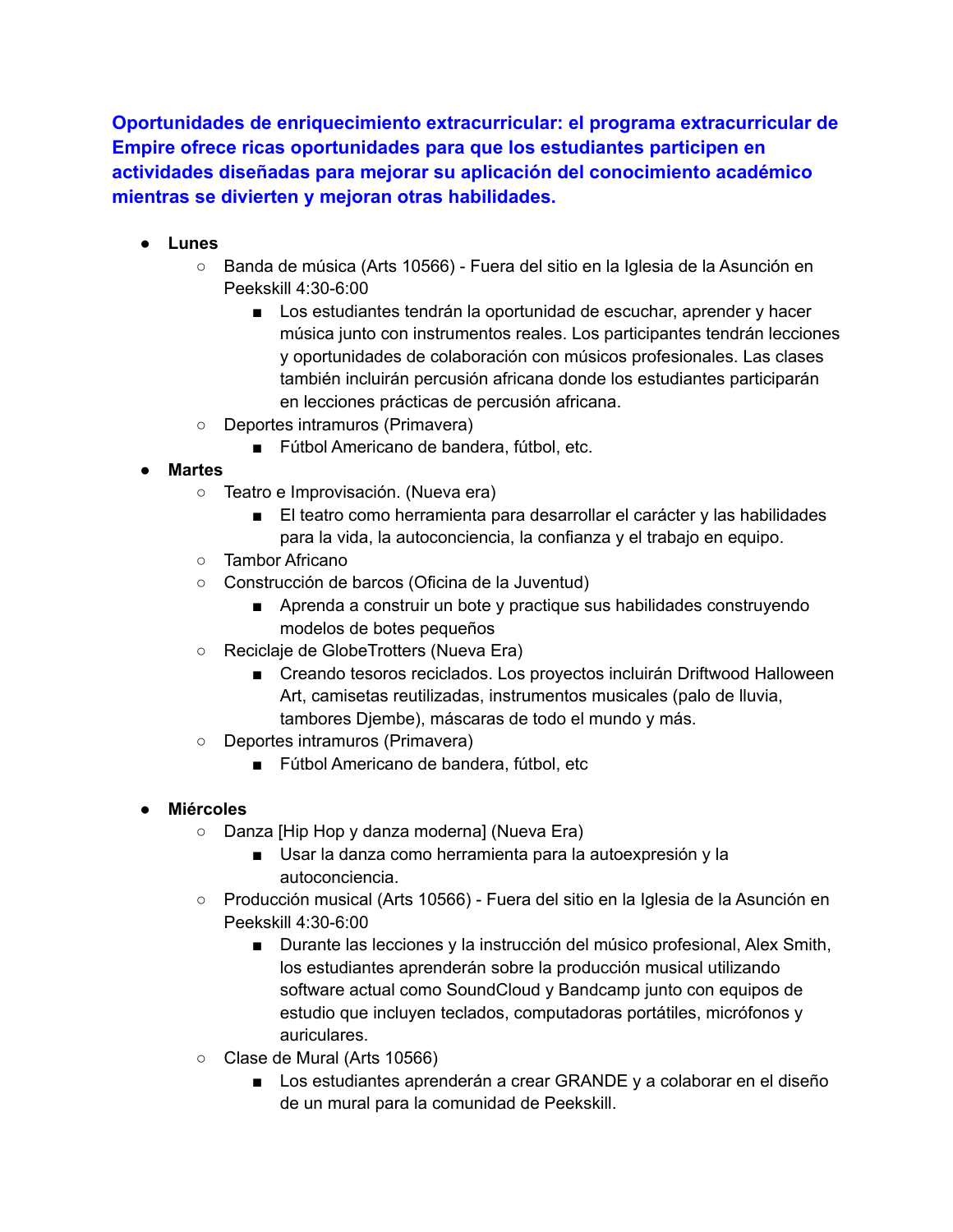**Oportunidades de enriquecimiento extracurricular: el programa extracurricular de Empire ofrece ricas oportunidades para que los estudiantes participen en actividades diseñadas para mejorar su aplicación del conocimiento académico mientras se divierten y mejoran otras habilidades.**

- **Lunes**
  - Banda de música (Arts 10566) - Fuera del sitio en la Iglesia de la Asunción en Peekskill 4:30-6:00
    - Los estudiantes tendrán la oportunidad de escuchar, aprender y hacer música junto con instrumentos reales. Los participantes tendrán lecciones y oportunidades de colaboración con músicos profesionales. Las clases también incluirán percusión africana donde los estudiantes participarán en lecciones prácticas de percusión africana.
  - Deportes intramuros (Primavera)
    - Fútbol Americano de bandera, fútbol, etc.
- **Martes**
  - Teatro e Improvisación. (Nueva era)
    - El teatro como herramienta para desarrollar el carácter y las habilidades para la vida, la autoconciencia, la confianza y el trabajo en equipo.
  - Tambor Africano
  - Construcción de barcos (Oficina de la Juventud)
    - Aprenda a construir un bote y practique sus habilidades construyendo modelos de botes pequeños
  - Reciclaje de GlobeTrotters (Nueva Era)
    - Creando tesoros reciclados. Los proyectos incluirán Driftwood Halloween Art, camisetas reutilizadas, instrumentos musicales (palo de lluvia, tambores Djembe), máscaras de todo el mundo y más.
  - Deportes intramuros (Primavera)
    - Fútbol Americano de bandera, fútbol, etc
- **Miércoles**
  - Danza [Hip Hop y danza moderna] (Nueva Era)
    - Usar la danza como herramienta para la autoexpresión y la autoconciencia.
  - Producción musical (Arts 10566) - Fuera del sitio en la Iglesia de la Asunción en Peekskill 4:30-6:00
    - Durante las lecciones y la instrucción del músico profesional, Alex Smith, los estudiantes aprenderán sobre la producción musical utilizando software actual como SoundCloud y Bandcamp junto con equipos de estudio que incluyen teclados, computadoras portátiles, micrófonos y auriculares.
  - Clase de Mural (Arts 10566)
    - Los estudiantes aprenderán a crear GRANDE y a colaborar en el diseño de un mural para la comunidad de Peekskill.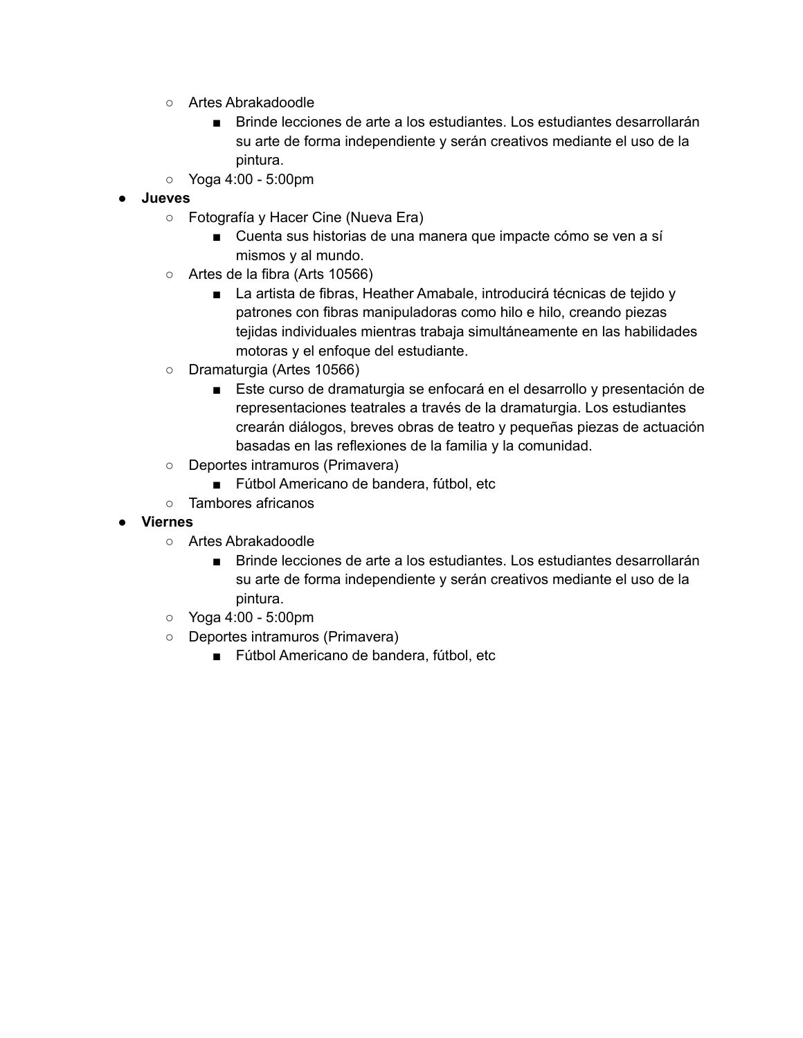- Artes Abrakadoodle
  - Brinde lecciones de arte a los estudiantes. Los estudiantes desarrollarán su arte de forma independiente y serán creativos mediante el uso de la pintura.
- Yoga 4:00 - 5:00pm

- **Jueves**
  - Fotografía y Hacer Cine (Nueva Era)
    - Cuenta sus historias de una manera que impacte cómo se ven a sí mismos y al mundo.
  - Artes de la fibra (Arts 10566)
    - La artista de fibras, Heather Amabale, introducirá técnicas de tejido y patrones con fibras manipuladoras como hilo e hilo, creando piezas tejidas individuales mientras trabaja simultáneamente en las habilidades motoras y el enfoque del estudiante.
  - Dramaturgia (Artes 10566)
    - Este curso de dramaturgia se enfocará en el desarrollo y presentación de representaciones teatrales a través de la dramaturgia. Los estudiantes crearán diálogos, breves obras de teatro y pequeñas piezas de actuación basadas en las reflexiones de la familia y la comunidad.
  - Deportes intramuros (Primavera)
    - Fútbol Americano de bandera, fútbol, etc
  - Tambores africanos
- **Viernes**
  - Artes Abrakadoodle
    - Brinde lecciones de arte a los estudiantes. Los estudiantes desarrollarán su arte de forma independiente y serán creativos mediante el uso de la pintura.
  - Yoga 4:00 - 5:00pm
  - Deportes intramuros (Primavera)
    - Fútbol Americano de bandera, fútbol, etc